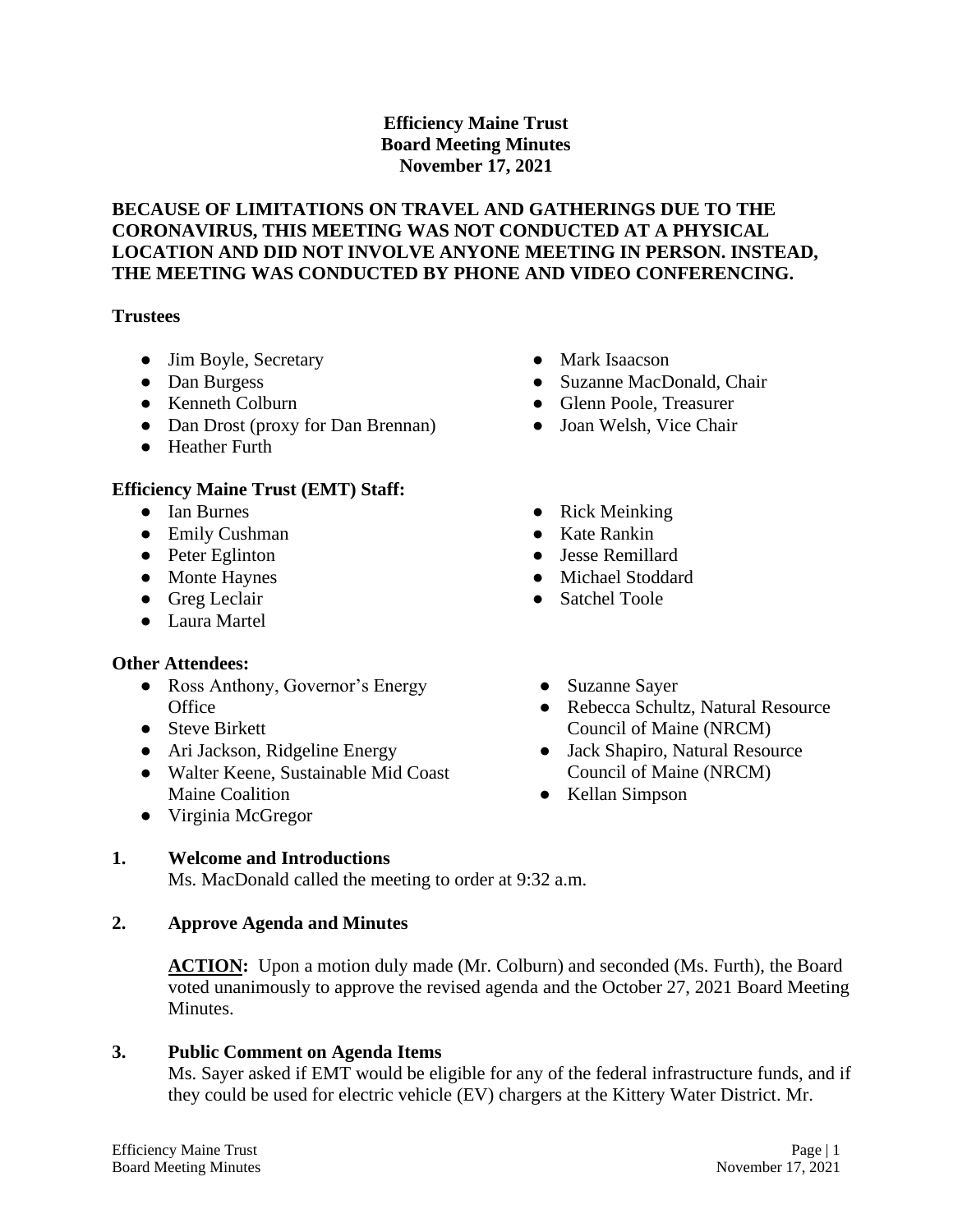**Efficiency Maine Trust**
**Board Meeting Minutes**
**November 17, 2021**

**BECAUSE OF LIMITATIONS ON TRAVEL AND GATHERINGS DUE TO THE CORONAVIRUS, THIS MEETING WAS NOT CONDUCTED AT A PHYSICAL LOCATION AND DID NOT INVOLVE ANYONE MEETING IN PERSON. INSTEAD, THE MEETING WAS CONDUCTED BY PHONE AND VIDEO CONFERENCING.**

**Trustees**

- Jim Boyle, Secretary
- Dan Burgess
- Kenneth Colburn
- Dan Drost (proxy for Dan Brennan)
- Heather Furth
- Mark Isaacson
- Suzanne MacDonald, Chair
- Glenn Poole, Treasurer
- Joan Welsh, Vice Chair

**Efficiency Maine Trust (EMT) Staff:**

- Ian Burnes
- Emily Cushman
- Peter Eglinton
- Monte Haynes
- Greg Leclair
- Laura Martel
- Rick Meinking
- Kate Rankin
- Jesse Remillard
- Michael Stoddard
- Satchel Toole

**Other Attendees:**

- Ross Anthony, Governor's Energy Office
- Steve Birkett
- Ari Jackson, Ridgeline Energy
- Walter Keene, Sustainable Mid Coast Maine Coalition
- Virginia McGregor
- Suzanne Sayer
- Rebecca Schultz, Natural Resource Council of Maine (NRCM)
- Jack Shapiro, Natural Resource Council of Maine (NRCM)
- Kellan Simpson

**1. Welcome and Introductions**

Ms. MacDonald called the meeting to order at 9:32 a.m.

**2. Approve Agenda and Minutes**

**ACTION:** Upon a motion duly made (Mr. Colburn) and seconded (Ms. Furth), the Board voted unanimously to approve the revised agenda and the October 27, 2021 Board Meeting Minutes.

**3. Public Comment on Agenda Items**

Ms. Sayer asked if EMT would be eligible for any of the federal infrastructure funds, and if they could be used for electric vehicle (EV) chargers at the Kittery Water District. Mr.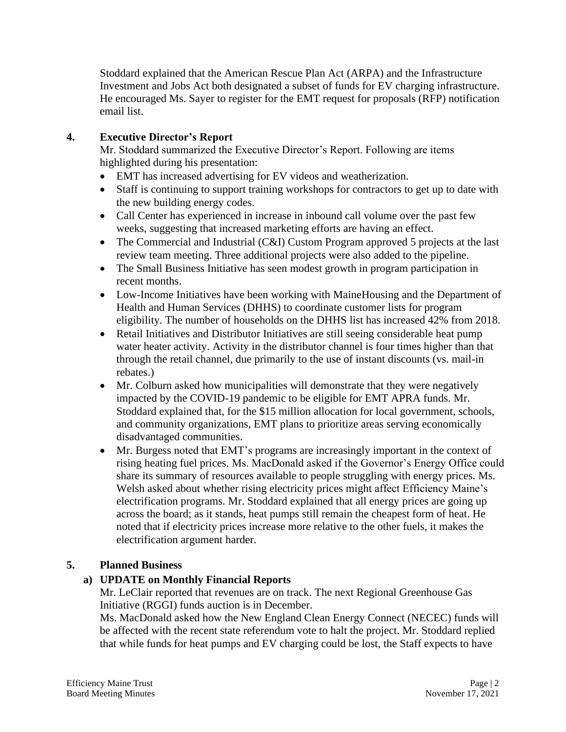Stoddard explained that the American Rescue Plan Act (ARPA) and the Infrastructure Investment and Jobs Act both designated a subset of funds for EV charging infrastructure. He encouraged Ms. Sayer to register for the EMT request for proposals (RFP) notification email list.

## 4. Executive Director's Report

Mr. Stoddard summarized the Executive Director's Report. Following are items highlighted during his presentation:

- EMT has increased advertising for EV videos and weatherization.
- Staff is continuing to support training workshops for contractors to get up to date with the new building energy codes.
- Call Center has experienced in increase in inbound call volume over the past few weeks, suggesting that increased marketing efforts are having an effect.
- The Commercial and Industrial (C&I) Custom Program approved 5 projects at the last review team meeting. Three additional projects were also added to the pipeline.
- The Small Business Initiative has seen modest growth in program participation in recent months.
- Low-Income Initiatives have been working with MaineHousing and the Department of Health and Human Services (DHHS) to coordinate customer lists for program eligibility. The number of households on the DHHS list has increased 42% from 2018.
- Retail Initiatives and Distributor Initiatives are still seeing considerable heat pump water heater activity. Activity in the distributor channel is four times higher than that through the retail channel, due primarily to the use of instant discounts (vs. mail-in rebates.)
- Mr. Colburn asked how municipalities will demonstrate that they were negatively impacted by the COVID-19 pandemic to be eligible for EMT APRA funds. Mr. Stoddard explained that, for the $15 million allocation for local government, schools, and community organizations, EMT plans to prioritize areas serving economically disadvantaged communities.
- Mr. Burgess noted that EMT's programs are increasingly important in the context of rising heating fuel prices. Ms. MacDonald asked if the Governor's Energy Office could share its summary of resources available to people struggling with energy prices. Ms. Welsh asked about whether rising electricity prices might affect Efficiency Maine's electrification programs. Mr. Stoddard explained that all energy prices are going up across the board; as it stands, heat pumps still remain the cheapest form of heat. He noted that if electricity prices increase more relative to the other fuels, it makes the electrification argument harder.

## 5. Planned Business

### a) UPDATE on Monthly Financial Reports

Mr. LeClair reported that revenues are on track. The next Regional Greenhouse Gas Initiative (RGGI) funds auction is in December.

Ms. MacDonald asked how the New England Clean Energy Connect (NECEC) funds will be affected with the recent state referendum vote to halt the project. Mr. Stoddard replied that while funds for heat pumps and EV charging could be lost, the Staff expects to have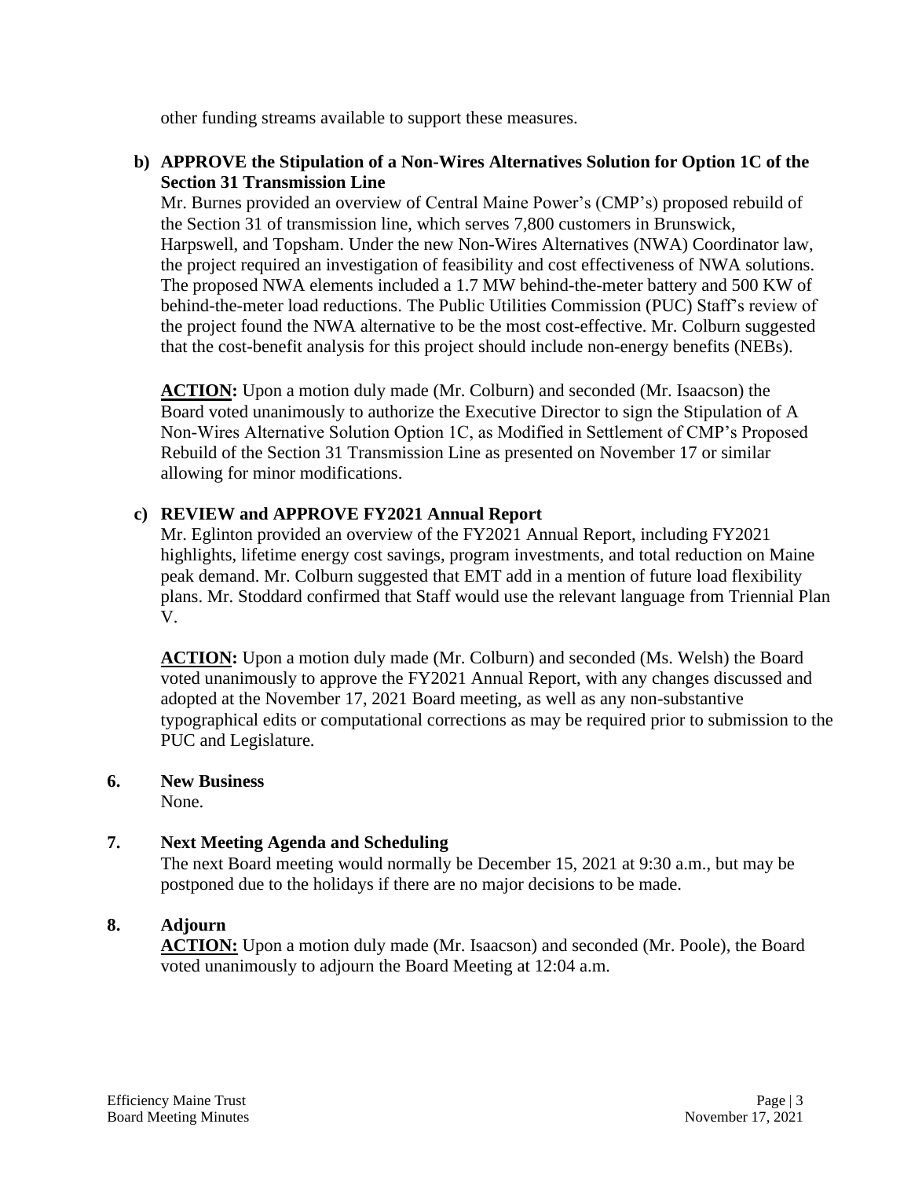other funding streams available to support these measures.

**b) APPROVE the Stipulation of a Non-Wires Alternatives Solution for Option 1C of the Section 31 Transmission Line**

Mr. Burnes provided an overview of Central Maine Power's (CMP's) proposed rebuild of the Section 31 of transmission line, which serves 7,800 customers in Brunswick, Harpswell, and Topsham. Under the new Non-Wires Alternatives (NWA) Coordinator law, the project required an investigation of feasibility and cost effectiveness of NWA solutions. The proposed NWA elements included a 1.7 MW behind-the-meter battery and 500 KW of behind-the-meter load reductions. The Public Utilities Commission (PUC) Staff's review of the project found the NWA alternative to be the most cost-effective. Mr. Colburn suggested that the cost-benefit analysis for this project should include non-energy benefits (NEBs).

**ACTION:** Upon a motion duly made (Mr. Colburn) and seconded (Mr. Isaacson) the Board voted unanimously to authorize the Executive Director to sign the Stipulation of A Non-Wires Alternative Solution Option 1C, as Modified in Settlement of CMP's Proposed Rebuild of the Section 31 Transmission Line as presented on November 17 or similar allowing for minor modifications.

**c) REVIEW and APPROVE FY2021 Annual Report**

Mr. Eglinton provided an overview of the FY2021 Annual Report, including FY2021 highlights, lifetime energy cost savings, program investments, and total reduction on Maine peak demand. Mr. Colburn suggested that EMT add in a mention of future load flexibility plans. Mr. Stoddard confirmed that Staff would use the relevant language from Triennial Plan V.

**ACTION:** Upon a motion duly made (Mr. Colburn) and seconded (Ms. Welsh) the Board voted unanimously to approve the FY2021 Annual Report, with any changes discussed and adopted at the November 17, 2021 Board meeting, as well as any non-substantive typographical edits or computational corrections as may be required prior to submission to the PUC and Legislature.

## 6. New Business

None.

## 7. Next Meeting Agenda and Scheduling

The next Board meeting would normally be December 15, 2021 at 9:30 a.m., but may be postponed due to the holidays if there are no major decisions to be made.

## 8. Adjourn

**ACTION:** Upon a motion duly made (Mr. Isaacson) and seconded (Mr. Poole), the Board voted unanimously to adjourn the Board Meeting at 12:04 a.m.